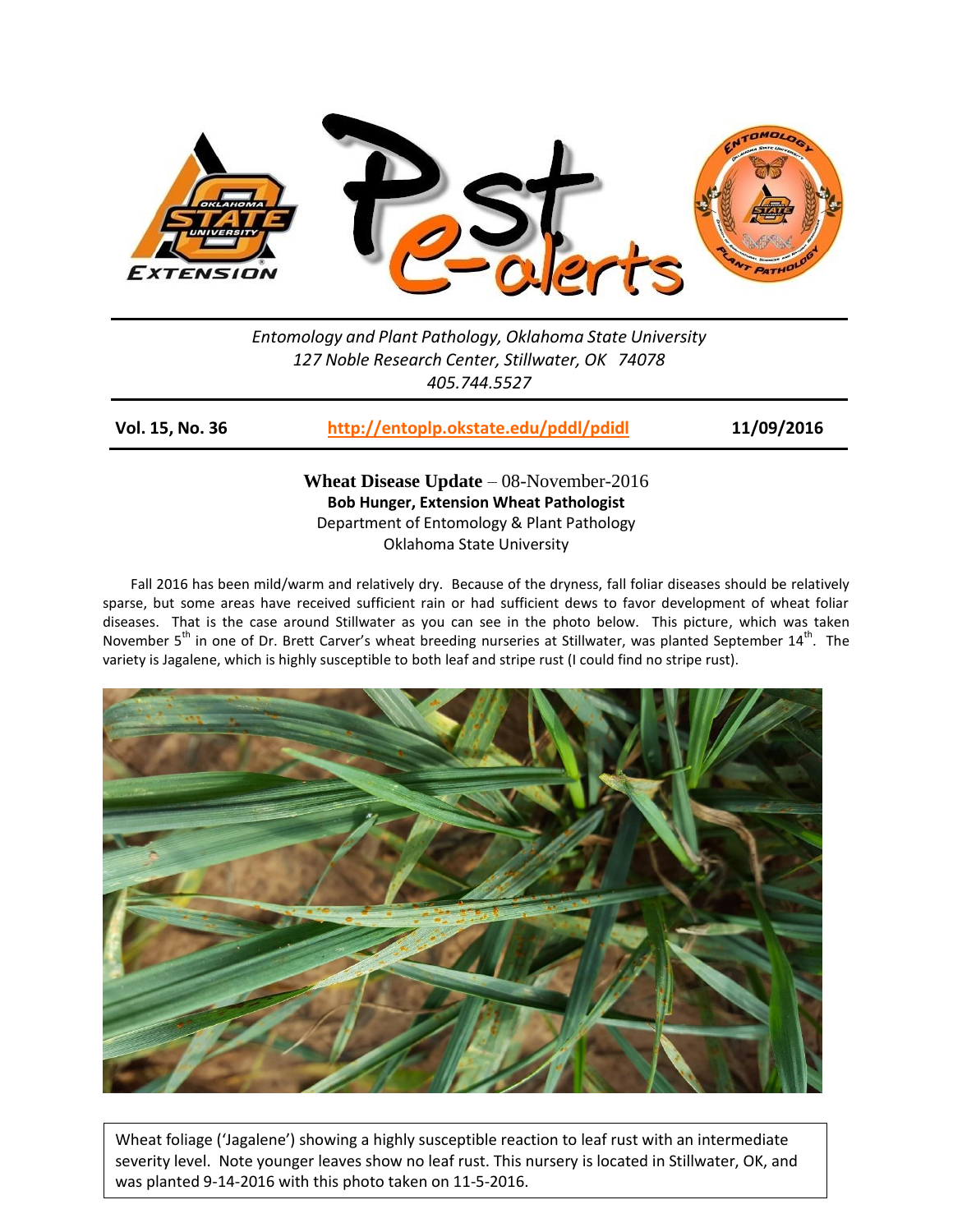Entomology and Plant Pathology, Oklahoma State University
127 Noble Research Center, Stillwater, OK 74078
405.744.5527

**Vol. 15, No. 36** **http://entoplp.okstate.edu/pddl/pdidl** **11/09/2016**

## Wheat Disease Update – 08-November-2016

**Bob Hunger, Extension Wheat Pathologist**
Department of Entomology & Plant Pathology
Oklahoma State University

Fall 2016 has been mild/warm and relatively dry. Because of the dryness, fall foliar diseases should be relatively sparse, but some areas have received sufficient rain or had sufficient dews to favor development of wheat foliar diseases. That is the case around Stillwater as you can see in the photo below. This picture, which was taken November 5th in one of Dr. Brett Carver's wheat breeding nurseries at Stillwater, was planted September 14th. The variety is Jagalene, which is highly susceptible to both leaf and stripe rust (I could find no stripe rust).

Wheat foliage ('Jagalene') showing a highly susceptible reaction to leaf rust with an intermediate severity level. Note younger leaves show no leaf rust. This nursery is located in Stillwater, OK, and was planted 9-14-2016 with this photo taken on 11-5-2016.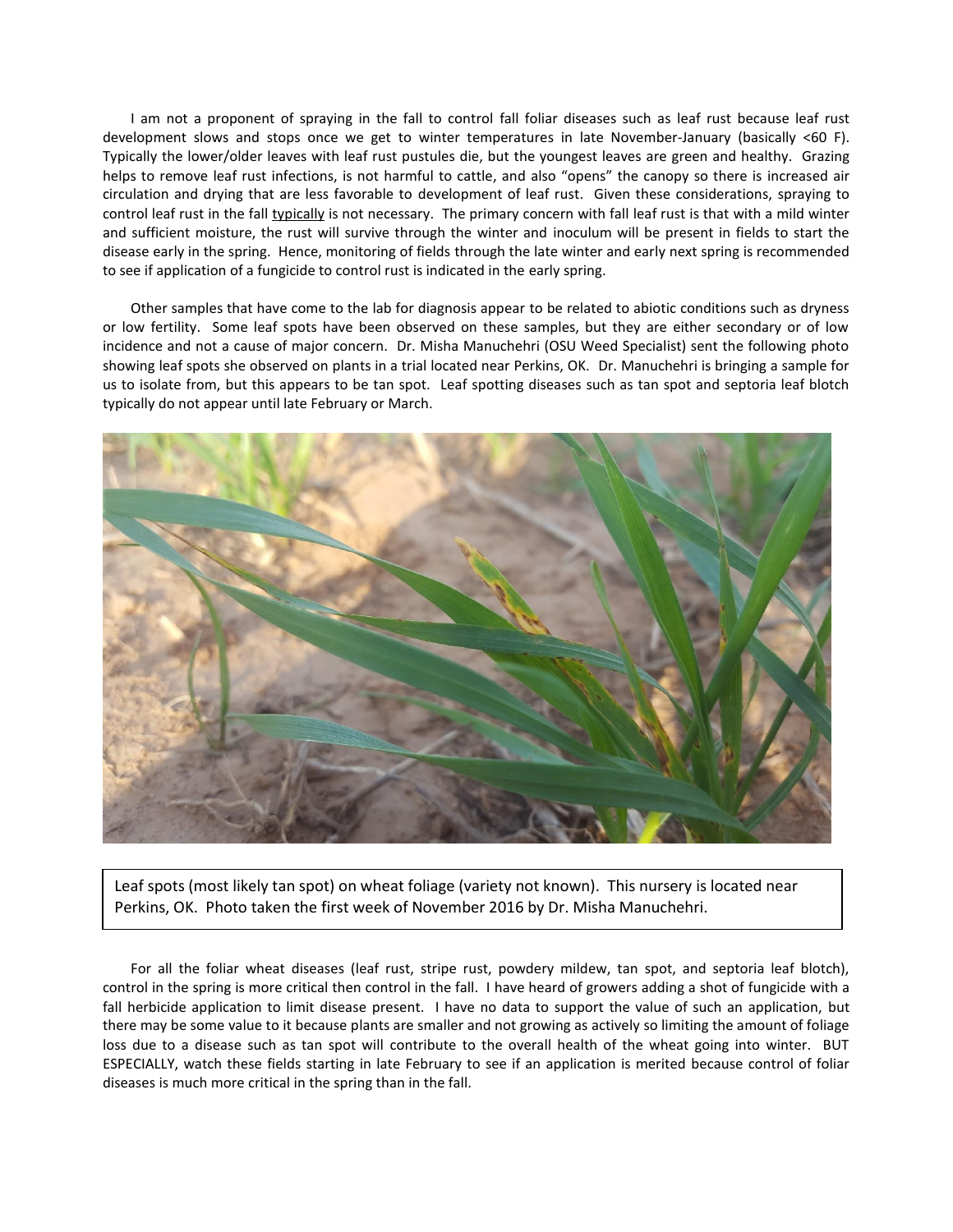I am not a proponent of spraying in the fall to control fall foliar diseases such as leaf rust because leaf rust development slows and stops once we get to winter temperatures in late November-January (basically <60 F). Typically the lower/older leaves with leaf rust pustules die, but the youngest leaves are green and healthy. Grazing helps to remove leaf rust infections, is not harmful to cattle, and also "opens" the canopy so there is increased air circulation and drying that are less favorable to development of leaf rust. Given these considerations, spraying to control leaf rust in the fall typically is not necessary. The primary concern with fall leaf rust is that with a mild winter and sufficient moisture, the rust will survive through the winter and inoculum will be present in fields to start the disease early in the spring. Hence, monitoring of fields through the late winter and early next spring is recommended to see if application of a fungicide to control rust is indicated in the early spring.

Other samples that have come to the lab for diagnosis appear to be related to abiotic conditions such as dryness or low fertility. Some leaf spots have been observed on these samples, but they are either secondary or of low incidence and not a cause of major concern. Dr. Misha Manuchehri (OSU Weed Specialist) sent the following photo showing leaf spots she observed on plants in a trial located near Perkins, OK. Dr. Manuchehri is bringing a sample for us to isolate from, but this appears to be tan spot. Leaf spotting diseases such as tan spot and septoria leaf blotch typically do not appear until late February or March.

Leaf spots (most likely tan spot) on wheat foliage (variety not known). This nursery is located near Perkins, OK. Photo taken the first week of November 2016 by Dr. Misha Manuchehri.

For all the foliar wheat diseases (leaf rust, stripe rust, powdery mildew, tan spot, and septoria leaf blotch), control in the spring is more critical then control in the fall. I have heard of growers adding a shot of fungicide with a fall herbicide application to limit disease present. I have no data to support the value of such an application, but there may be some value to it because plants are smaller and not growing as actively so limiting the amount of foliage loss due to a disease such as tan spot will contribute to the overall health of the wheat going into winter. BUT ESPECIALLY, watch these fields starting in late February to see if an application is merited because control of foliar diseases is much more critical in the spring than in the fall.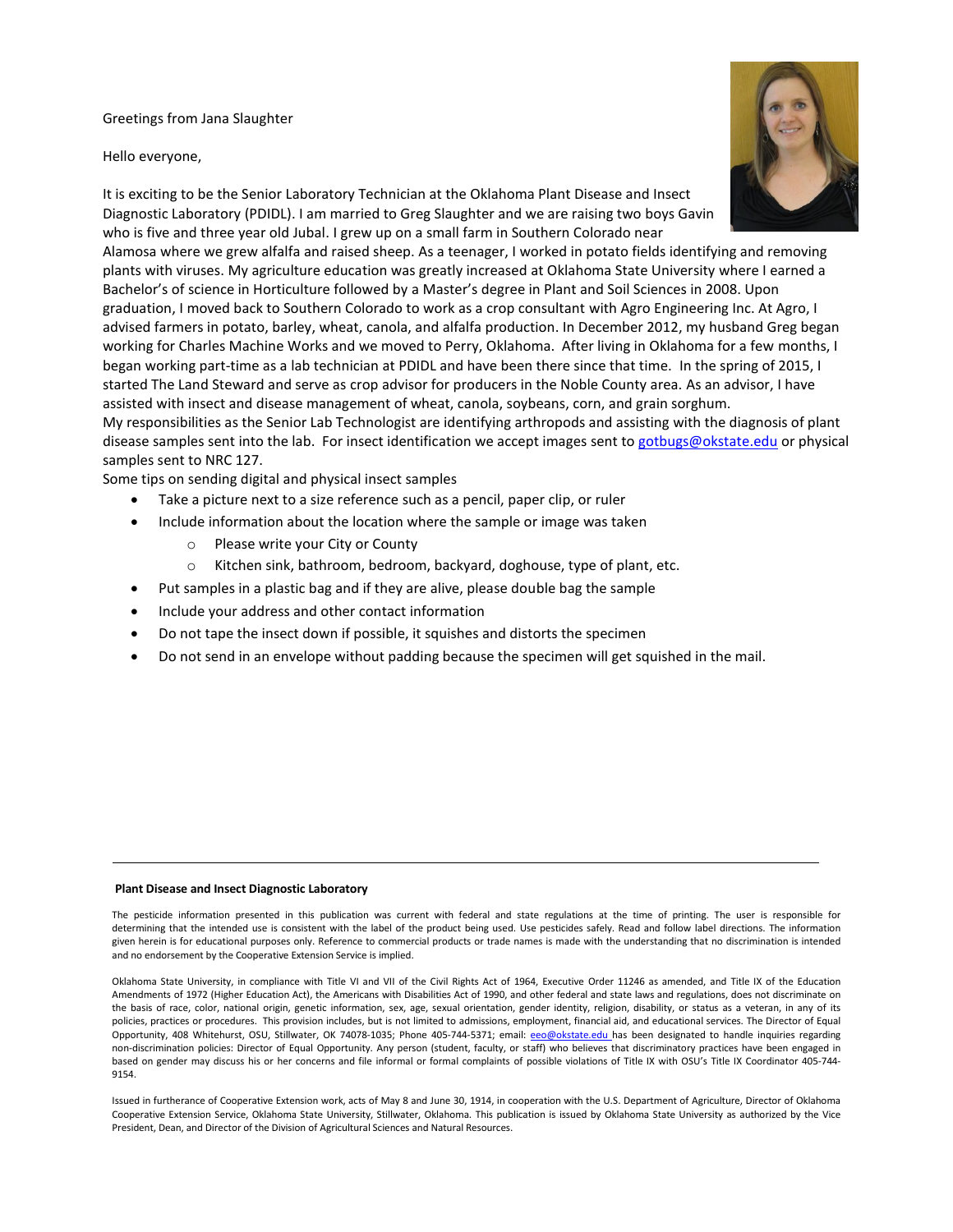Greetings from Jana Slaughter

Hello everyone,

It is exciting to be the Senior Laboratory Technician at the Oklahoma Plant Disease and Insect Diagnostic Laboratory (PDIDL). I am married to Greg Slaughter and we are raising two boys Gavin who is five and three year old Jubal. I grew up on a small farm in Southern Colorado near Alamosa where we grew alfalfa and raised sheep. As a teenager, I worked in potato fields identifying and removing plants with viruses. My agriculture education was greatly increased at Oklahoma State University where I earned a Bachelor's of science in Horticulture followed by a Master's degree in Plant and Soil Sciences in 2008. Upon graduation, I moved back to Southern Colorado to work as a crop consultant with Agro Engineering Inc. At Agro, I advised farmers in potato, barley, wheat, canola, and alfalfa production. In December 2012, my husband Greg began working for Charles Machine Works and we moved to Perry, Oklahoma. After living in Oklahoma for a few months, I began working part-time as a lab technician at PDIDL and have been there since that time. In the spring of 2015, I started The Land Steward and serve as crop advisor for producers in the Noble County area. As an advisor, I have assisted with insect and disease management of wheat, canola, soybeans, corn, and grain sorghum.

My responsibilities as the Senior Lab Technologist are identifying arthropods and assisting with the diagnosis of plant disease samples sent into the lab. For insect identification we accept images sent to gotbugs@okstate.edu or physical samples sent to NRC 127.

Some tips on sending digital and physical insect samples

- Take a picture next to a size reference such as a pencil, paper clip, or ruler
- Include information about the location where the sample or image was taken
  - Please write your City or County
  - Kitchen sink, bathroom, bedroom, backyard, doghouse, type of plant, etc.
- Put samples in a plastic bag and if they are alive, please double bag the sample
- Include your address and other contact information
- Do not tape the insect down if possible, it squishes and distorts the specimen
- Do not send in an envelope without padding because the specimen will get squished in the mail.

---

**Plant Disease and Insect Diagnostic Laboratory**

The pesticide information presented in this publication was current with federal and state regulations at the time of printing. The user is responsible for determining that the intended use is consistent with the label of the product being used. Use pesticides safely. Read and follow label directions. The information given herein is for educational purposes only. Reference to commercial products or trade names is made with the understanding that no discrimination is intended and no endorsement by the Cooperative Extension Service is implied.

Oklahoma State University, in compliance with Title VI and VII of the Civil Rights Act of 1964, Executive Order 11246 as amended, and Title IX of the Education Amendments of 1972 (Higher Education Act), the Americans with Disabilities Act of 1990, and other federal and state laws and regulations, does not discriminate on the basis of race, color, national origin, genetic information, sex, age, sexual orientation, gender identity, religion, disability, or status as a veteran, in any of its policies, practices or procedures. This provision includes, but is not limited to admissions, employment, financial aid, and educational services. The Director of Equal Opportunity, 408 Whitehurst, OSU, Stillwater, OK 74078-1035; Phone 405-744-5371; email: eeo@okstate.edu has been designated to handle inquiries regarding non-discrimination policies: Director of Equal Opportunity. Any person (student, faculty, or staff) who believes that discriminatory practices have been engaged in based on gender may discuss his or her concerns and file informal or formal complaints of possible violations of Title IX with OSU's Title IX Coordinator 405-744-9154.

Issued in furtherance of Cooperative Extension work, acts of May 8 and June 30, 1914, in cooperation with the U.S. Department of Agriculture, Director of Oklahoma Cooperative Extension Service, Oklahoma State University, Stillwater, Oklahoma. This publication is issued by Oklahoma State University as authorized by the Vice President, Dean, and Director of the Division of Agricultural Sciences and Natural Resources.